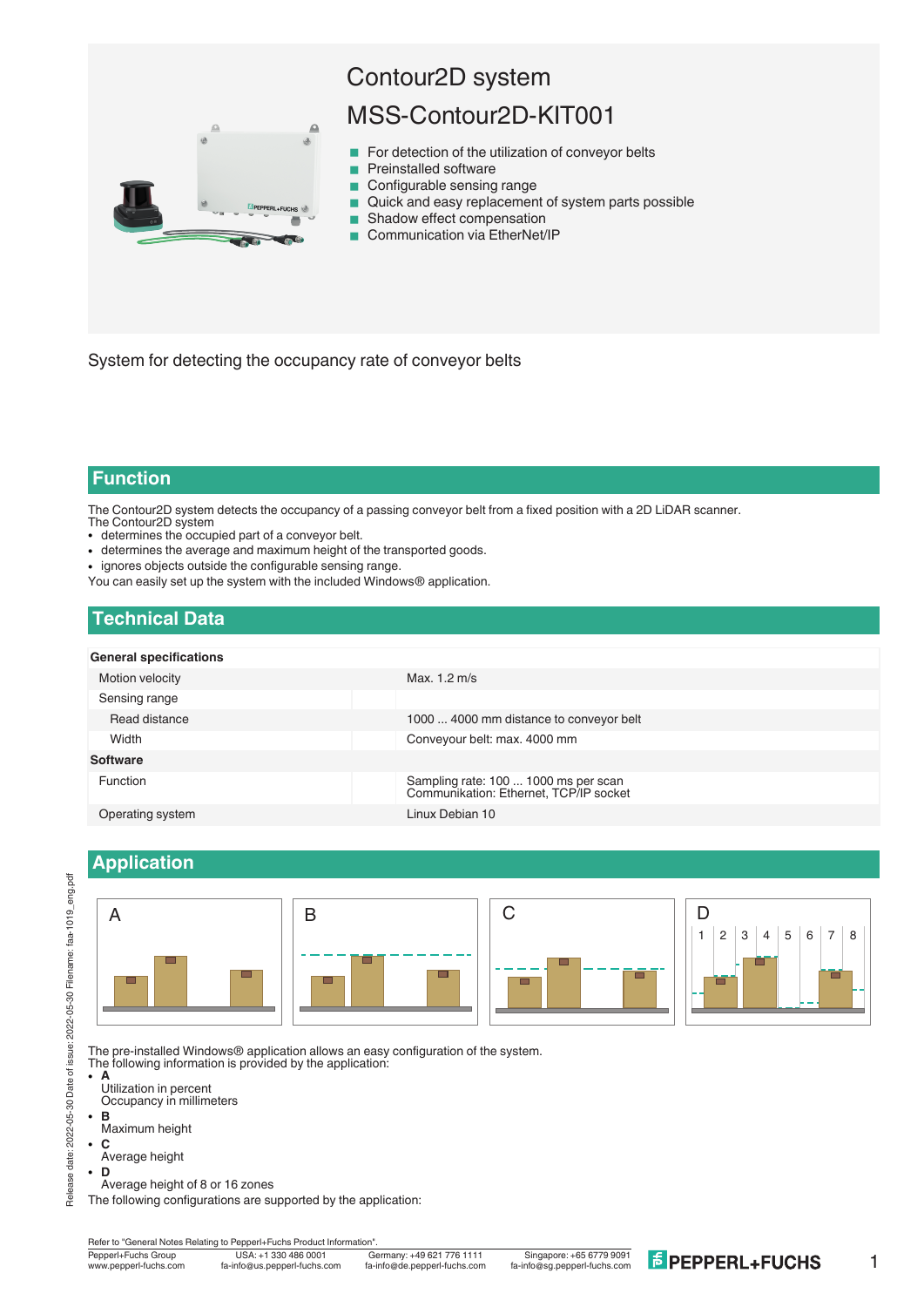# Contour2D system

# MSS-Contour2D-KIT001

- For detection of the utilization of conveyor belts
- Preinstalled software
- Configurable sensing range
- Quick and easy replacement of system parts possible
- Shadow effect compensation
- Communication via EtherNet/IP

System for detecting the occupancy rate of conveyor belts

## Function

The Contour2D system detects the occupancy of a passing conveyor belt from a fixed position with a 2D LiDAR scanner.
The Contour2D system

- determines the occupied part of a conveyor belt.
- determines the average and maximum height of the transported goods.
- ignores objects outside the configurable sensing range.

You can easily set up the system with the included Windows® application.

## Technical Data

| **General specifications** | |
|---|---|
| Motion velocity | Max. 1.2 m/s |
| Sensing range | |
| Read distance | 1000 ... 4000 mm distance to conveyor belt |
| Width | Conveyour belt: max. 4000 mm |
| **Software** | |
| Function | Sampling rate: 100 ... 1000 ms per scan<br>Communikation: Ethernet, TCP/IP socket |
| Operating system | Linux Debian 10 |

## Application

The pre-installed Windows® application allows an easy configuration of the system.
The following information is provided by the application:

- **A**
  Utilization in percent
  Occupancy in millimeters
- **B**
  Maximum height
- **C**
  Average height
- **D**
  Average height of 8 or 16 zones

The following configurations are supported by the application:

Refer to "General Notes Relating to Pepperl+Fuchs Product Information".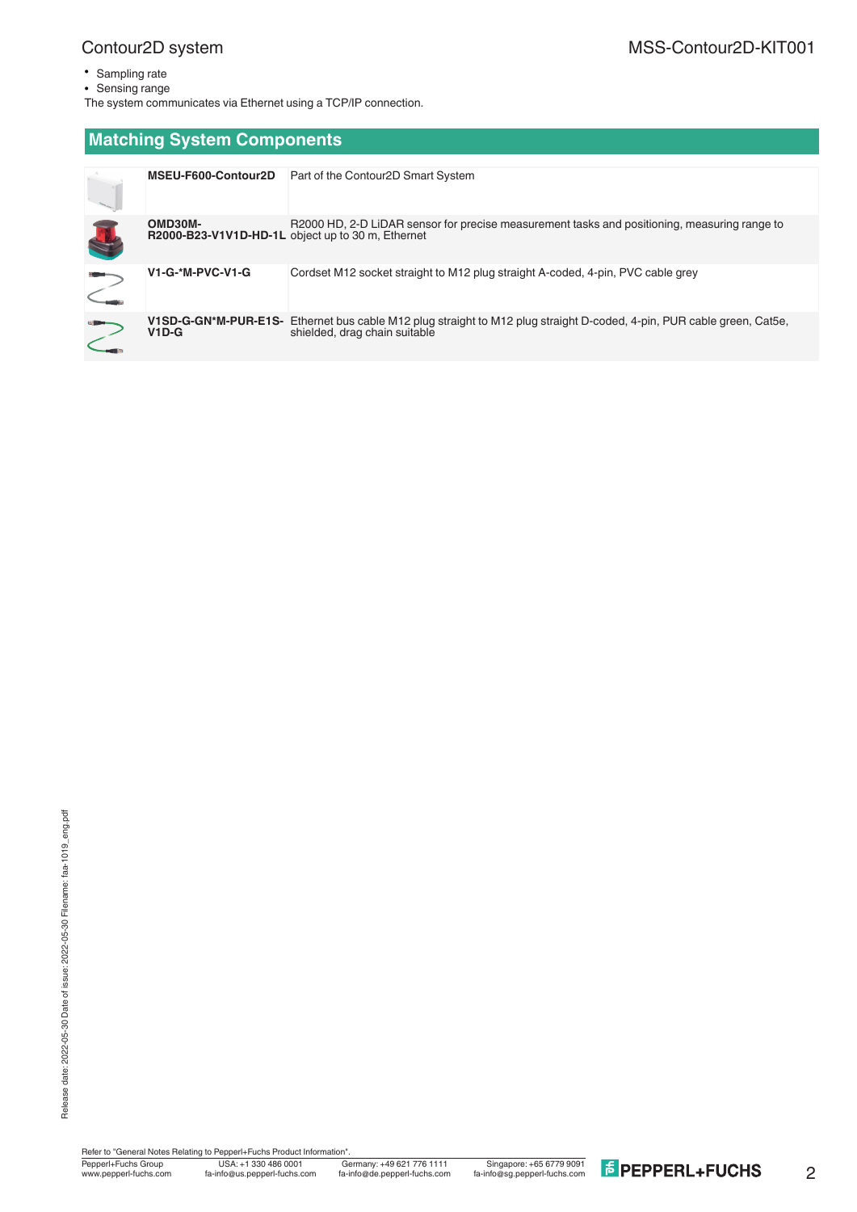- Sampling rate
- Sensing range

The system communicates via Ethernet using a TCP/IP connection.

## Matching System Components

| | | |
|---|---|---|
| | **MSEU-F600-Contour2D** | Part of the Contour2D Smart System |
| | **OMD30M-R2000-B23-V1V1D-HD-1L** | R2000 HD, 2-D LiDAR sensor for precise measurement tasks and positioning, measuring range to object up to 30 m, Ethernet |
| | **V1-G-*M-PVC-V1-G** | Cordset M12 socket straight to M12 plug straight A-coded, 4-pin, PVC cable grey |
| | **V1SD-G-GN*M-PUR-E1S-V1D-G** | Ethernet bus cable M12 plug straight to M12 plug straight D-coded, 4-pin, PUR cable green, Cat5e, shielded, drag chain suitable |

Refer to "General Notes Relating to Pepperl+Fuchs Product Information".